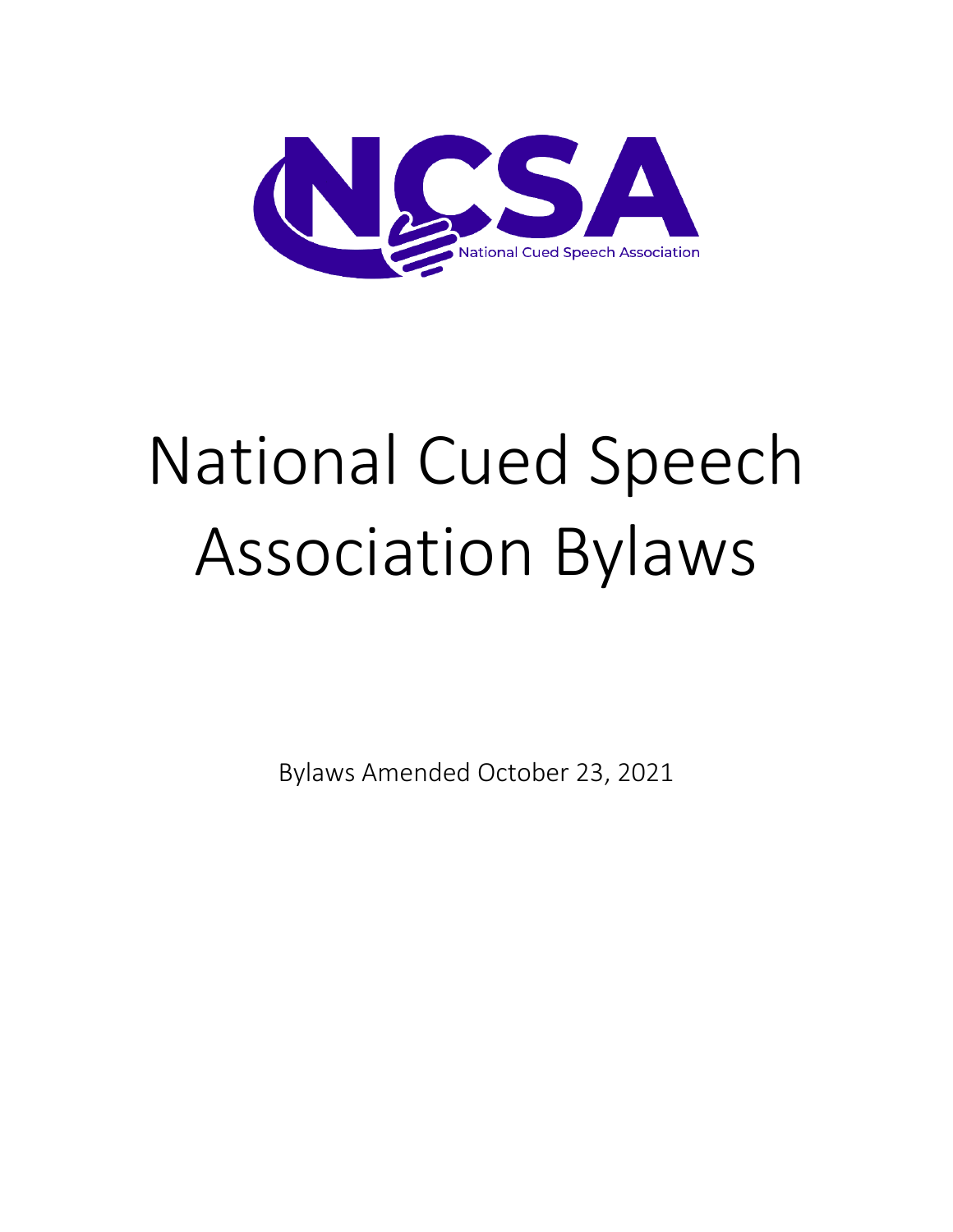NCSA

National Cued Speech Association

# National Cued Speech Association Bylaws

Bylaws Amended October 23, 2021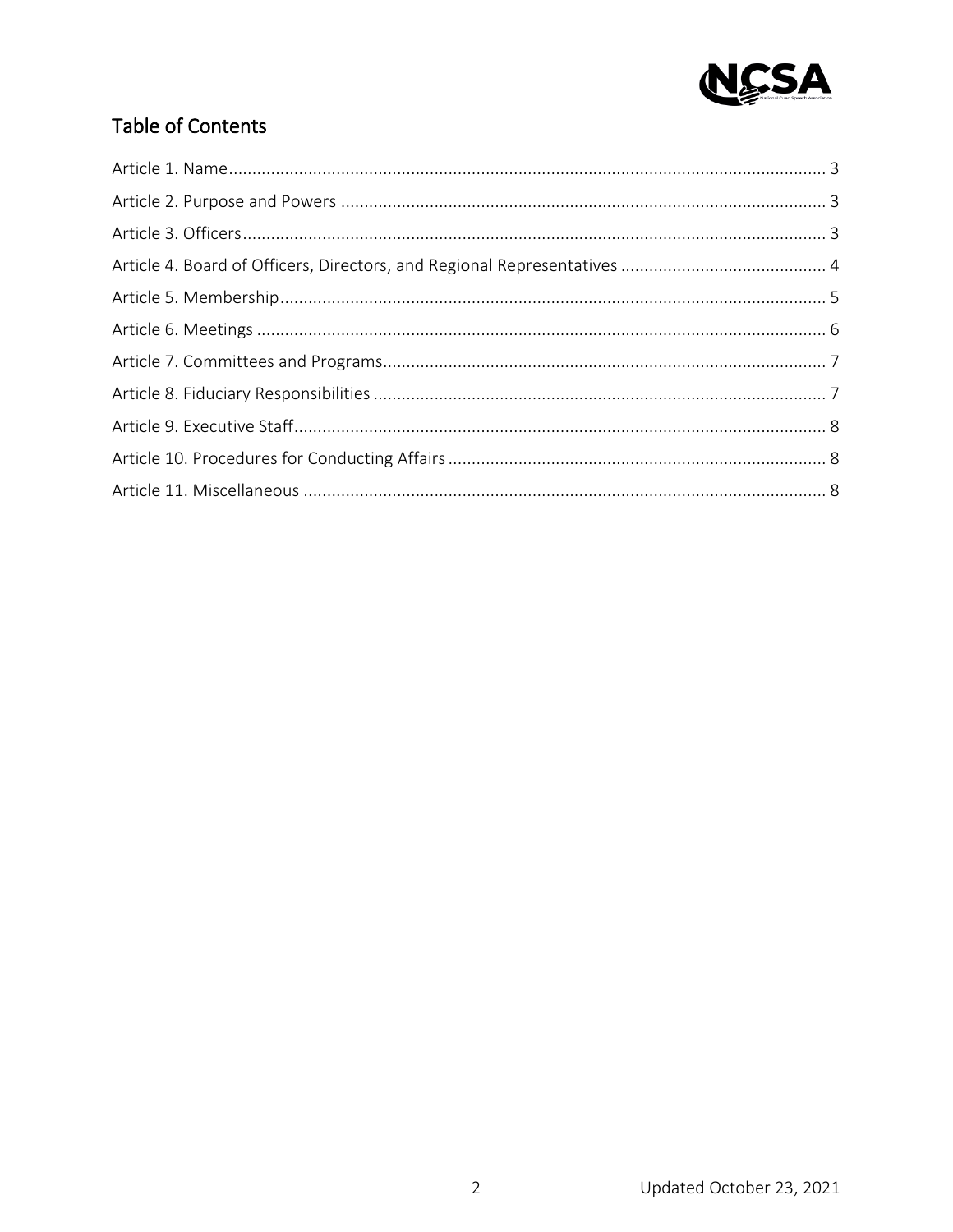## Table of Contents

Article 1. Name ........................................................................................................................ 3
Article 2. Purpose and Powers ................................................................................................ 3
Article 3. Officers ..................................................................................................................... 3
Article 4. Board of Officers, Directors, and Regional Representatives ..................................... 4
Article 5. Membership ............................................................................................................. 5
Article 6. Meetings ................................................................................................................... 6
Article 7. Committees and Programs ........................................................................................ 7
Article 8. Fiduciary Responsibilities ......................................................................................... 7
Article 9. Executive Staff .......................................................................................................... 8
Article 10. Procedures for Conducting Affairs .......................................................................... 8
Article 11. Miscellaneous ......................................................................................................... 8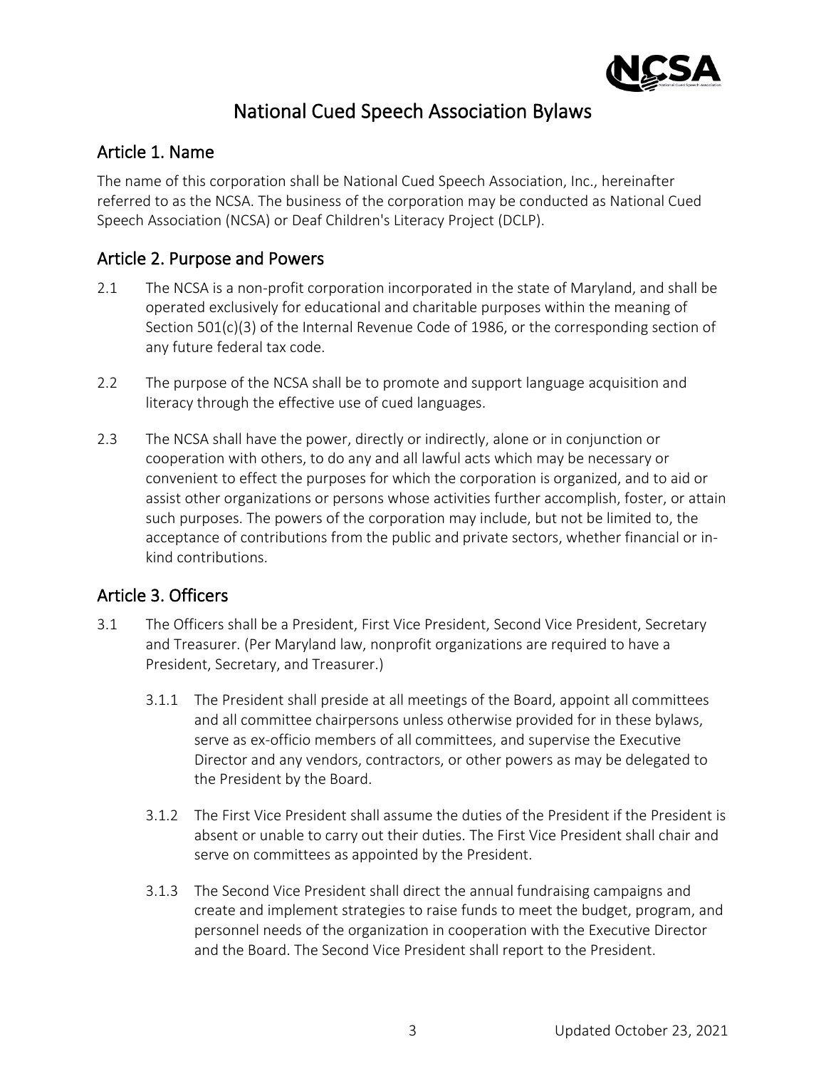# National Cued Speech Association Bylaws

## Article 1. Name

The name of this corporation shall be National Cued Speech Association, Inc., hereinafter referred to as the NCSA. The business of the corporation may be conducted as National Cued Speech Association (NCSA) or Deaf Children's Literacy Project (DCLP).

## Article 2. Purpose and Powers

2.1 The NCSA is a non-profit corporation incorporated in the state of Maryland, and shall be operated exclusively for educational and charitable purposes within the meaning of Section 501(c)(3) of the Internal Revenue Code of 1986, or the corresponding section of any future federal tax code.

2.2 The purpose of the NCSA shall be to promote and support language acquisition and literacy through the effective use of cued languages.

2.3 The NCSA shall have the power, directly or indirectly, alone or in conjunction or cooperation with others, to do any and all lawful acts which may be necessary or convenient to effect the purposes for which the corporation is organized, and to aid or assist other organizations or persons whose activities further accomplish, foster, or attain such purposes. The powers of the corporation may include, but not be limited to, the acceptance of contributions from the public and private sectors, whether financial or in-kind contributions.

## Article 3. Officers

3.1 The Officers shall be a President, First Vice President, Second Vice President, Secretary and Treasurer. (Per Maryland law, nonprofit organizations are required to have a President, Secretary, and Treasurer.)

3.1.1 The President shall preside at all meetings of the Board, appoint all committees and all committee chairpersons unless otherwise provided for in these bylaws, serve as ex-officio members of all committees, and supervise the Executive Director and any vendors, contractors, or other powers as may be delegated to the President by the Board.

3.1.2 The First Vice President shall assume the duties of the President if the President is absent or unable to carry out their duties. The First Vice President shall chair and serve on committees as appointed by the President.

3.1.3 The Second Vice President shall direct the annual fundraising campaigns and create and implement strategies to raise funds to meet the budget, program, and personnel needs of the organization in cooperation with the Executive Director and the Board. The Second Vice President shall report to the President.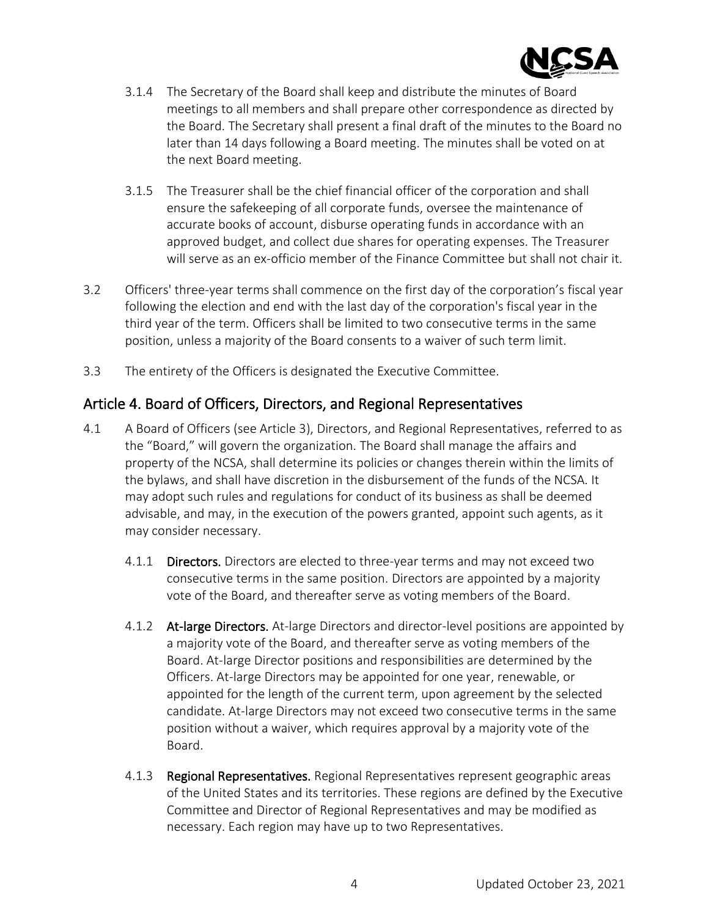3.1.4 The Secretary of the Board shall keep and distribute the minutes of Board meetings to all members and shall prepare other correspondence as directed by the Board. The Secretary shall present a final draft of the minutes to the Board no later than 14 days following a Board meeting. The minutes shall be voted on at the next Board meeting.

3.1.5 The Treasurer shall be the chief financial officer of the corporation and shall ensure the safekeeping of all corporate funds, oversee the maintenance of accurate books of account, disburse operating funds in accordance with an approved budget, and collect due shares for operating expenses. The Treasurer will serve as an ex-officio member of the Finance Committee but shall not chair it.

3.2 Officers' three-year terms shall commence on the first day of the corporation's fiscal year following the election and end with the last day of the corporation's fiscal year in the third year of the term. Officers shall be limited to two consecutive terms in the same position, unless a majority of the Board consents to a waiver of such term limit.

3.3 The entirety of the Officers is designated the Executive Committee.

## Article 4. Board of Officers, Directors, and Regional Representatives

4.1 A Board of Officers (see Article 3), Directors, and Regional Representatives, referred to as the "Board," will govern the organization. The Board shall manage the affairs and property of the NCSA, shall determine its policies or changes therein within the limits of the bylaws, and shall have discretion in the disbursement of the funds of the NCSA. It may adopt such rules and regulations for conduct of its business as shall be deemed advisable, and may, in the execution of the powers granted, appoint such agents, as it may consider necessary.

4.1.1 **Directors.** Directors are elected to three-year terms and may not exceed two consecutive terms in the same position. Directors are appointed by a majority vote of the Board, and thereafter serve as voting members of the Board.

4.1.2 **At-large Directors.** At-large Directors and director-level positions are appointed by a majority vote of the Board, and thereafter serve as voting members of the Board. At-large Director positions and responsibilities are determined by the Officers. At-large Directors may be appointed for one year, renewable, or appointed for the length of the current term, upon agreement by the selected candidate. At-large Directors may not exceed two consecutive terms in the same position without a waiver, which requires approval by a majority vote of the Board.

4.1.3 **Regional Representatives.** Regional Representatives represent geographic areas of the United States and its territories. These regions are defined by the Executive Committee and Director of Regional Representatives and may be modified as necessary. Each region may have up to two Representatives.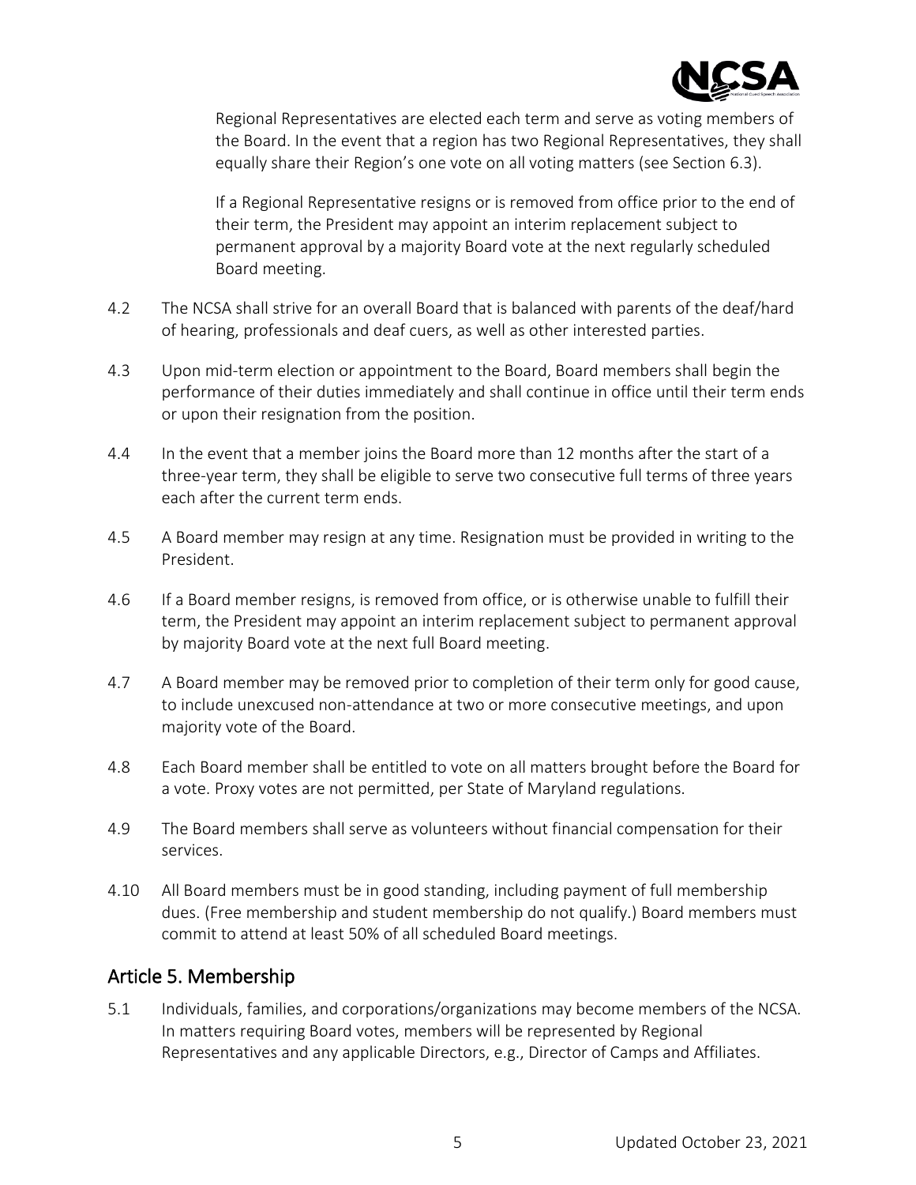Regional Representatives are elected each term and serve as voting members of the Board. In the event that a region has two Regional Representatives, they shall equally share their Region's one vote on all voting matters (see Section 6.3).

If a Regional Representative resigns or is removed from office prior to the end of their term, the President may appoint an interim replacement subject to permanent approval by a majority Board vote at the next regularly scheduled Board meeting.

4.2 The NCSA shall strive for an overall Board that is balanced with parents of the deaf/hard of hearing, professionals and deaf cuers, as well as other interested parties.

4.3 Upon mid-term election or appointment to the Board, Board members shall begin the performance of their duties immediately and shall continue in office until their term ends or upon their resignation from the position.

4.4 In the event that a member joins the Board more than 12 months after the start of a three-year term, they shall be eligible to serve two consecutive full terms of three years each after the current term ends.

4.5 A Board member may resign at any time. Resignation must be provided in writing to the President.

4.6 If a Board member resigns, is removed from office, or is otherwise unable to fulfill their term, the President may appoint an interim replacement subject to permanent approval by majority Board vote at the next full Board meeting.

4.7 A Board member may be removed prior to completion of their term only for good cause, to include unexcused non-attendance at two or more consecutive meetings, and upon majority vote of the Board.

4.8 Each Board member shall be entitled to vote on all matters brought before the Board for a vote. Proxy votes are not permitted, per State of Maryland regulations.

4.9 The Board members shall serve as volunteers without financial compensation for their services.

4.10 All Board members must be in good standing, including payment of full membership dues. (Free membership and student membership do not qualify.) Board members must commit to attend at least 50% of all scheduled Board meetings.

## Article 5. Membership

5.1 Individuals, families, and corporations/organizations may become members of the NCSA. In matters requiring Board votes, members will be represented by Regional Representatives and any applicable Directors, e.g., Director of Camps and Affiliates.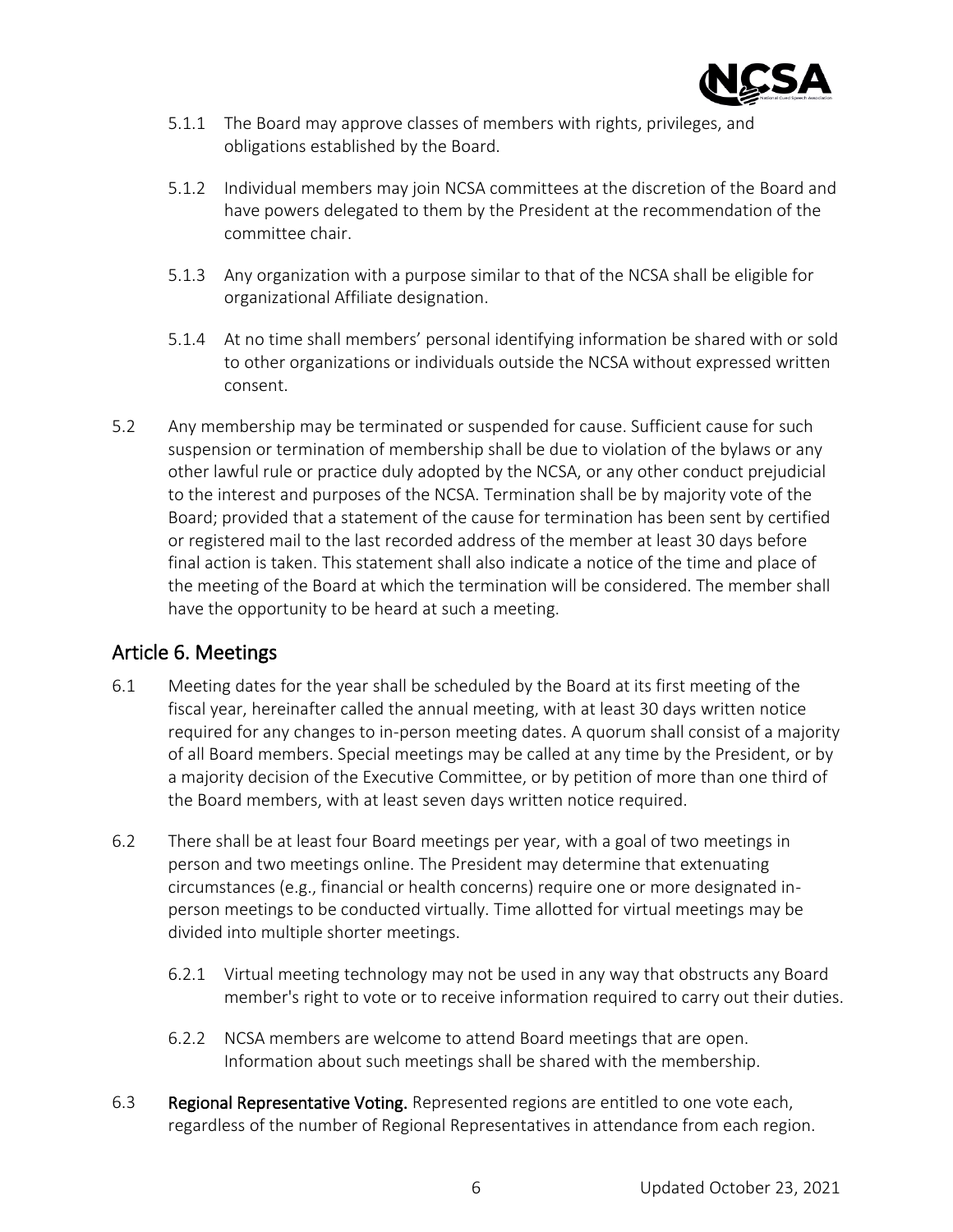5.1.1 The Board may approve classes of members with rights, privileges, and obligations established by the Board.

5.1.2 Individual members may join NCSA committees at the discretion of the Board and have powers delegated to them by the President at the recommendation of the committee chair.

5.1.3 Any organization with a purpose similar to that of the NCSA shall be eligible for organizational Affiliate designation.

5.1.4 At no time shall members' personal identifying information be shared with or sold to other organizations or individuals outside the NCSA without expressed written consent.

5.2 Any membership may be terminated or suspended for cause. Sufficient cause for such suspension or termination of membership shall be due to violation of the bylaws or any other lawful rule or practice duly adopted by the NCSA, or any other conduct prejudicial to the interest and purposes of the NCSA. Termination shall be by majority vote of the Board; provided that a statement of the cause for termination has been sent by certified or registered mail to the last recorded address of the member at least 30 days before final action is taken. This statement shall also indicate a notice of the time and place of the meeting of the Board at which the termination will be considered. The member shall have the opportunity to be heard at such a meeting.

## Article 6. Meetings

6.1 Meeting dates for the year shall be scheduled by the Board at its first meeting of the fiscal year, hereinafter called the annual meeting, with at least 30 days written notice required for any changes to in-person meeting dates. A quorum shall consist of a majority of all Board members. Special meetings may be called at any time by the President, or by a majority decision of the Executive Committee, or by petition of more than one third of the Board members, with at least seven days written notice required.

6.2 There shall be at least four Board meetings per year, with a goal of two meetings in person and two meetings online. The President may determine that extenuating circumstances (e.g., financial or health concerns) require one or more designated in-person meetings to be conducted virtually. Time allotted for virtual meetings may be divided into multiple shorter meetings.

6.2.1 Virtual meeting technology may not be used in any way that obstructs any Board member's right to vote or to receive information required to carry out their duties.

6.2.2 NCSA members are welcome to attend Board meetings that are open. Information about such meetings shall be shared with the membership.

6.3 **Regional Representative Voting.** Represented regions are entitled to one vote each, regardless of the number of Regional Representatives in attendance from each region.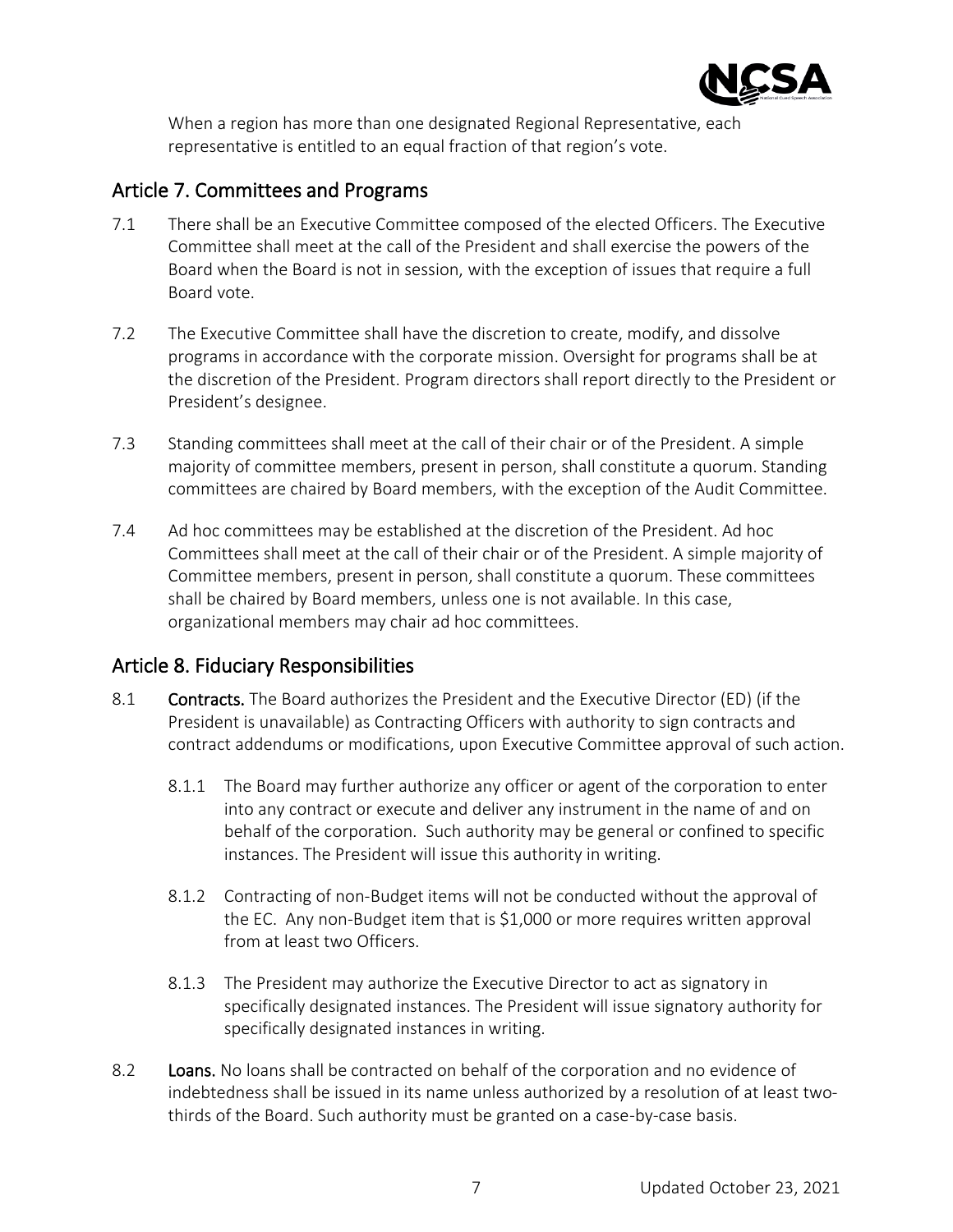When a region has more than one designated Regional Representative, each representative is entitled to an equal fraction of that region's vote.

## Article 7. Committees and Programs

7.1 There shall be an Executive Committee composed of the elected Officers. The Executive Committee shall meet at the call of the President and shall exercise the powers of the Board when the Board is not in session, with the exception of issues that require a full Board vote.

7.2 The Executive Committee shall have the discretion to create, modify, and dissolve programs in accordance with the corporate mission. Oversight for programs shall be at the discretion of the President. Program directors shall report directly to the President or President's designee.

7.3 Standing committees shall meet at the call of their chair or of the President. A simple majority of committee members, present in person, shall constitute a quorum. Standing committees are chaired by Board members, with the exception of the Audit Committee.

7.4 Ad hoc committees may be established at the discretion of the President. Ad hoc Committees shall meet at the call of their chair or of the President. A simple majority of Committee members, present in person, shall constitute a quorum. These committees shall be chaired by Board members, unless one is not available. In this case, organizational members may chair ad hoc committees.

## Article 8. Fiduciary Responsibilities

8.1 **Contracts.** The Board authorizes the President and the Executive Director (ED) (if the President is unavailable) as Contracting Officers with authority to sign contracts and contract addendums or modifications, upon Executive Committee approval of such action.

8.1.1 The Board may further authorize any officer or agent of the corporation to enter into any contract or execute and deliver any instrument in the name of and on behalf of the corporation. Such authority may be general or confined to specific instances. The President will issue this authority in writing.

8.1.2 Contracting of non-Budget items will not be conducted without the approval of the EC. Any non-Budget item that is $1,000 or more requires written approval from at least two Officers.

8.1.3 The President may authorize the Executive Director to act as signatory in specifically designated instances. The President will issue signatory authority for specifically designated instances in writing.

8.2 **Loans.** No loans shall be contracted on behalf of the corporation and no evidence of indebtedness shall be issued in its name unless authorized by a resolution of at least two-thirds of the Board. Such authority must be granted on a case-by-case basis.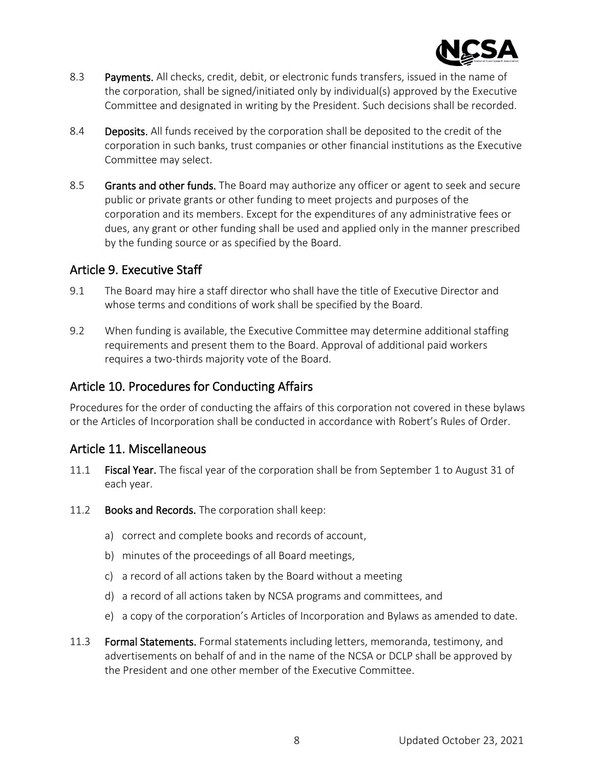8.3 **Payments.** All checks, credit, debit, or electronic funds transfers, issued in the name of the corporation, shall be signed/initiated only by individual(s) approved by the Executive Committee and designated in writing by the President. Such decisions shall be recorded.

8.4 **Deposits.** All funds received by the corporation shall be deposited to the credit of the corporation in such banks, trust companies or other financial institutions as the Executive Committee may select.

8.5 **Grants and other funds.** The Board may authorize any officer or agent to seek and secure public or private grants or other funding to meet projects and purposes of the corporation and its members. Except for the expenditures of any administrative fees or dues, any grant or other funding shall be used and applied only in the manner prescribed by the funding source or as specified by the Board.

## Article 9. Executive Staff

9.1 The Board may hire a staff director who shall have the title of Executive Director and whose terms and conditions of work shall be specified by the Board.

9.2 When funding is available, the Executive Committee may determine additional staffing requirements and present them to the Board. Approval of additional paid workers requires a two-thirds majority vote of the Board.

## Article 10. Procedures for Conducting Affairs

Procedures for the order of conducting the affairs of this corporation not covered in these bylaws or the Articles of Incorporation shall be conducted in accordance with Robert's Rules of Order.

## Article 11. Miscellaneous

11.1 **Fiscal Year.** The fiscal year of the corporation shall be from September 1 to August 31 of each year.

11.2 **Books and Records.** The corporation shall keep:

a) correct and complete books and records of account,

b) minutes of the proceedings of all Board meetings,

c) a record of all actions taken by the Board without a meeting

d) a record of all actions taken by NCSA programs and committees, and

e) a copy of the corporation's Articles of Incorporation and Bylaws as amended to date.

11.3 **Formal Statements.** Formal statements including letters, memoranda, testimony, and advertisements on behalf of and in the name of the NCSA or DCLP shall be approved by the President and one other member of the Executive Committee.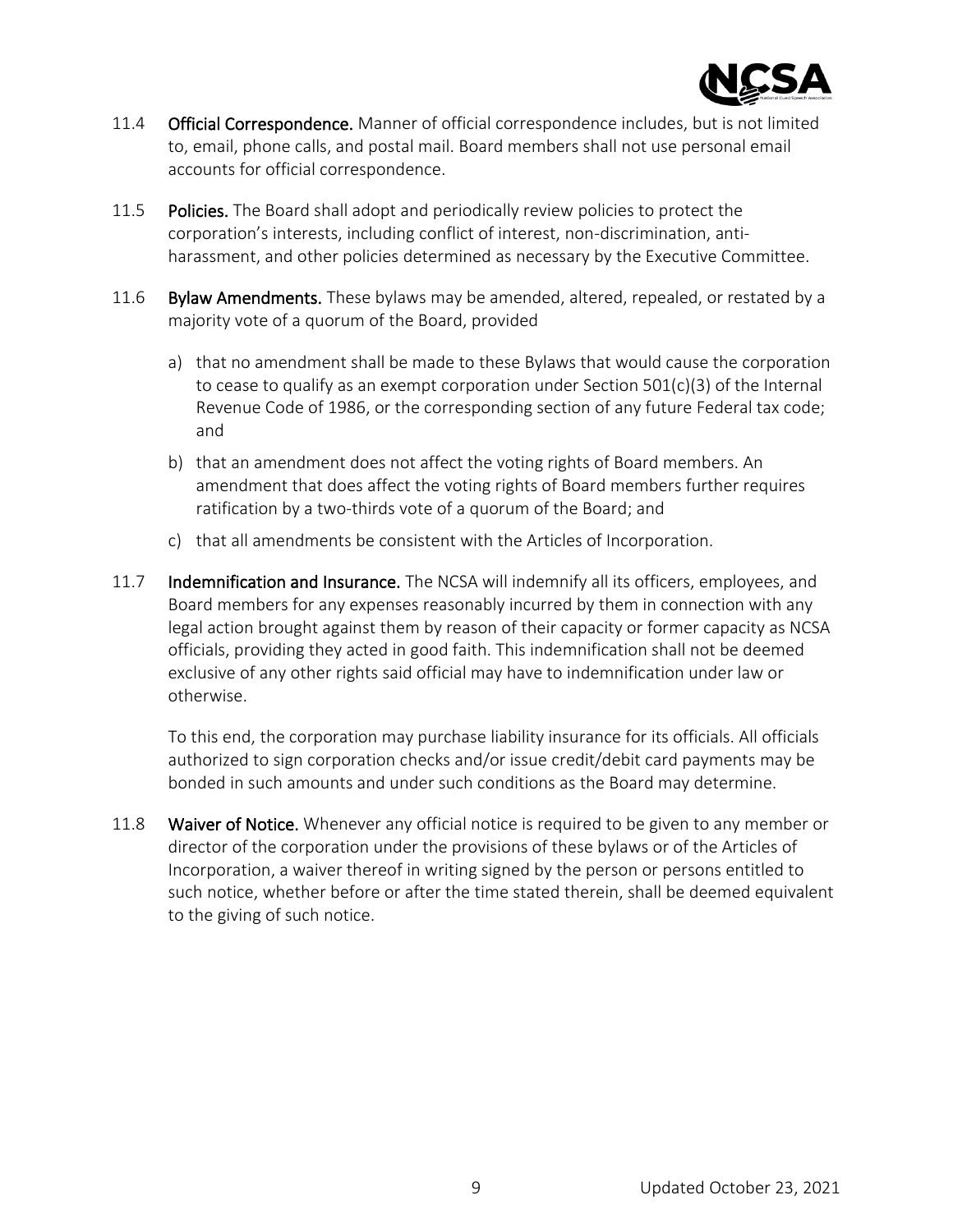11.4 **Official Correspondence.** Manner of official correspondence includes, but is not limited to, email, phone calls, and postal mail. Board members shall not use personal email accounts for official correspondence.

11.5 **Policies.** The Board shall adopt and periodically review policies to protect the corporation's interests, including conflict of interest, non-discrimination, anti-harassment, and other policies determined as necessary by the Executive Committee.

11.6 **Bylaw Amendments.** These bylaws may be amended, altered, repealed, or restated by a majority vote of a quorum of the Board, provided

a) that no amendment shall be made to these Bylaws that would cause the corporation to cease to qualify as an exempt corporation under Section 501(c)(3) of the Internal Revenue Code of 1986, or the corresponding section of any future Federal tax code; and

b) that an amendment does not affect the voting rights of Board members. An amendment that does affect the voting rights of Board members further requires ratification by a two-thirds vote of a quorum of the Board; and

c) that all amendments be consistent with the Articles of Incorporation.

11.7 **Indemnification and Insurance.** The NCSA will indemnify all its officers, employees, and Board members for any expenses reasonably incurred by them in connection with any legal action brought against them by reason of their capacity or former capacity as NCSA officials, providing they acted in good faith. This indemnification shall not be deemed exclusive of any other rights said official may have to indemnification under law or otherwise.

To this end, the corporation may purchase liability insurance for its officials. All officials authorized to sign corporation checks and/or issue credit/debit card payments may be bonded in such amounts and under such conditions as the Board may determine.

11.8 **Waiver of Notice.** Whenever any official notice is required to be given to any member or director of the corporation under the provisions of these bylaws or of the Articles of Incorporation, a waiver thereof in writing signed by the person or persons entitled to such notice, whether before or after the time stated therein, shall be deemed equivalent to the giving of such notice.